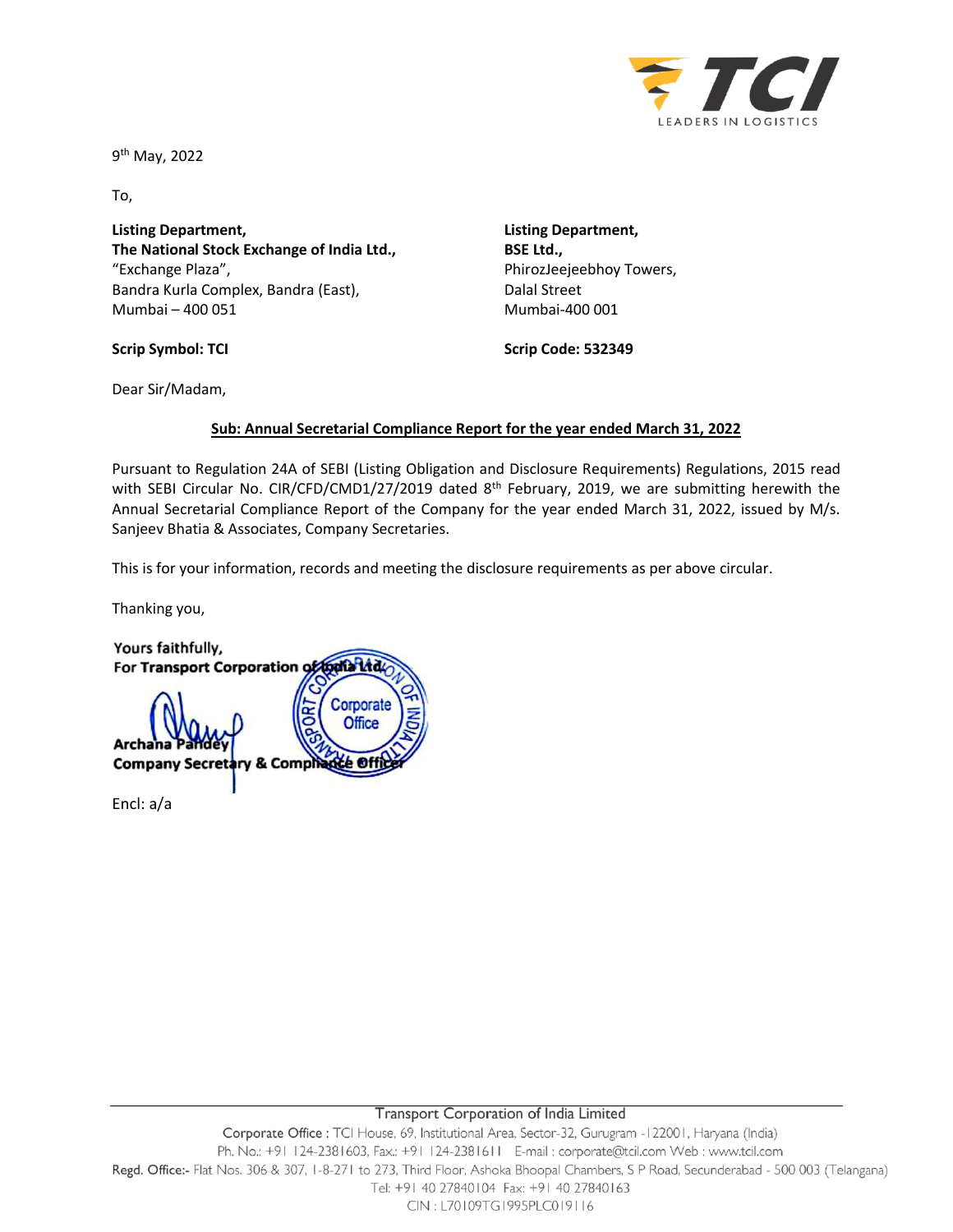9th May, 2022

To,

**Listing Department,**
**The National Stock Exchange of India Ltd.,**
"Exchange Plaza",
Bandra Kurla Complex, Bandra (East),
Mumbai – 400 051

**Scrip Symbol: TCI**

**Listing Department,**
**BSE Ltd.,**
PhirozJeejeebhoy Towers,
Dalal Street
Mumbai-400 001

**Scrip Code: 532349**

Dear Sir/Madam,

**Sub: Annual Secretarial Compliance Report for the year ended March 31, 2022**

Pursuant to Regulation 24A of SEBI (Listing Obligation and Disclosure Requirements) Regulations, 2015 read with SEBI Circular No. CIR/CFD/CMD1/27/2019 dated 8th February, 2019, we are submitting herewith the Annual Secretarial Compliance Report of the Company for the year ended March 31, 2022, issued by M/s. Sanjeev Bhatia & Associates, Company Secretaries.

This is for your information, records and meeting the disclosure requirements as per above circular.

Thanking you,

Yours faithfully,
For **Transport Corporation of India Ltd.**

**Archana Pandey**
**Company Secretary & Compliance Officer**

Encl: a/a

Transport Corporation of India Limited
Corporate Office : TCI House, 69, Institutional Area, Sector-32, Gurugram -122001, Haryana (India)
Ph. No.: +91 124-2381603, Fax.: +91 124-2381611 E-mail : corporate@tcil.com Web : www.tcil.com
Regd. Office:- Flat Nos. 306 & 307, 1-8-271 to 273, Third Floor, Ashoka Bhoopal Chambers, S P Road, Secunderabad - 500 003 (Telangana)
Tel: +91 40 27840104 Fax: +91 40 27840163
CIN : L70109TG1995PLC019116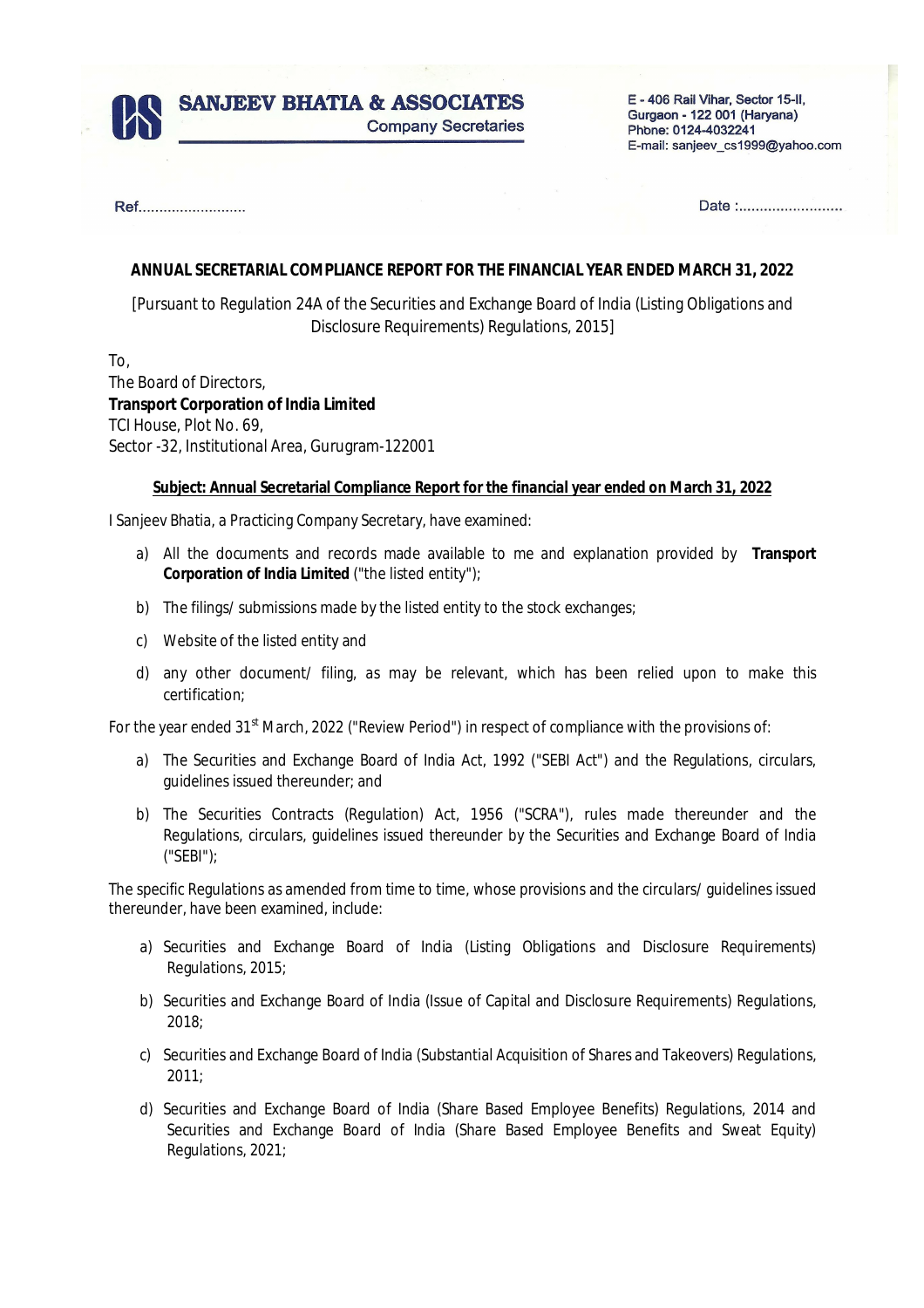SANJEEV BHATIA & ASSOCIATES
Company Secretaries

E - 406 Rail Vihar, Sector 15-II,
Gurgaon - 122 001 (Haryana)
Phone: 0124-4032241
E-mail: sanjeev_cs1999@yahoo.com

Ref.........................

Date :.........................

**ANNUAL SECRETARIAL COMPLIANCE REPORT FOR THE FINANCIAL YEAR ENDED MARCH 31, 2022**

[Pursuant to Regulation 24A of the Securities and Exchange Board of India (Listing Obligations and Disclosure Requirements) Regulations, 2015]

To,
The Board of Directors,
**Transport Corporation of India Limited**
TCI House, Plot No. 69,
Sector -32, Institutional Area, Gurugram-122001

**Subject: Annual Secretarial Compliance Report for the financial year ended on March 31, 2022**

I Sanjeev Bhatia, a Practicing Company Secretary, have examined:

a) All the documents and records made available to me and explanation provided by **Transport Corporation of India Limited** ("the listed entity");

b) The filings/ submissions made by the listed entity to the stock exchanges;

c) Website of the listed entity and

d) any other document/ filing, as may be relevant, which has been relied upon to make this certification;

For the year ended 31st March, 2022 ("Review Period") in respect of compliance with the provisions of:

a) The Securities and Exchange Board of India Act, 1992 ("SEBI Act") and the Regulations, circulars, guidelines issued thereunder; and

b) The Securities Contracts (Regulation) Act, 1956 ("SCRA"), rules made thereunder and the Regulations, circulars, guidelines issued thereunder by the Securities and Exchange Board of India ("SEBI");

The specific Regulations as amended from time to time, whose provisions and the circulars/ guidelines issued thereunder, have been examined, include:

a) Securities and Exchange Board of India (Listing Obligations and Disclosure Requirements) Regulations, 2015;

b) Securities and Exchange Board of India (Issue of Capital and Disclosure Requirements) Regulations, 2018;

c) Securities and Exchange Board of India (Substantial Acquisition of Shares and Takeovers) Regulations, 2011;

d) Securities and Exchange Board of India (Share Based Employee Benefits) Regulations, 2014 and Securities and Exchange Board of India (Share Based Employee Benefits and Sweat Equity) Regulations, 2021;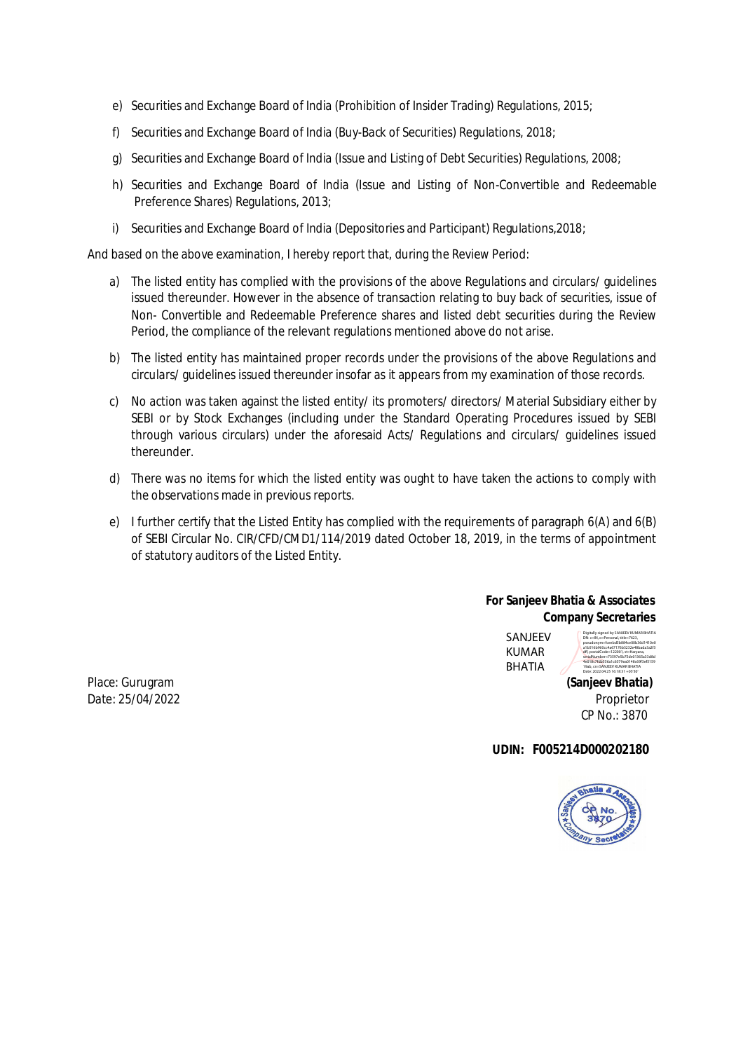e) Securities and Exchange Board of India (Prohibition of Insider Trading) Regulations, 2015;

f) Securities and Exchange Board of India (Buy-Back of Securities) Regulations, 2018;

g) Securities and Exchange Board of India (Issue and Listing of Debt Securities) Regulations, 2008;

h) Securities and Exchange Board of India (Issue and Listing of Non-Convertible and Redeemable Preference Shares) Regulations, 2013;

i) Securities and Exchange Board of India (Depositories and Participant) Regulations,2018;

And based on the above examination, I hereby report that, during the Review Period:

a) The listed entity has complied with the provisions of the above Regulations and circulars/ guidelines issued thereunder. However in the absence of transaction relating to buy back of securities, issue of Non- Convertible and Redeemable Preference shares and listed debt securities during the Review Period, the compliance of the relevant regulations mentioned above do not arise.

b) The listed entity has maintained proper records under the provisions of the above Regulations and circulars/ guidelines issued thereunder insofar as it appears from my examination of those records.

c) No action was taken against the listed entity/ its promoters/ directors/ Material Subsidiary either by SEBI or by Stock Exchanges (including under the Standard Operating Procedures issued by SEBI through various circulars) under the aforesaid Acts/ Regulations and circulars/ guidelines issued thereunder.

d) There was no items for which the listed entity was ought to have taken the actions to comply with the observations made in previous reports.

e) I further certify that the Listed Entity has complied with the requirements of paragraph 6(A) and 6(B) of SEBI Circular No. CIR/CFD/CMD1/114/2019 dated October 18, 2019, in the terms of appointment of statutory auditors of the Listed Entity.

**For Sanjeev Bhatia & Associates**
**Company Secretaries**

SANJEEV KUMAR BHATIA

Digitally signed by SANJEEV KUMAR BHATIA
Date: 2022.04.25 16:18:31 +05'30'

Place: Gurugram
Date: 25/04/2022

**(Sanjeev Bhatia)**
Proprietor
CP No.: 3870

**UDIN: F005214D000202180**